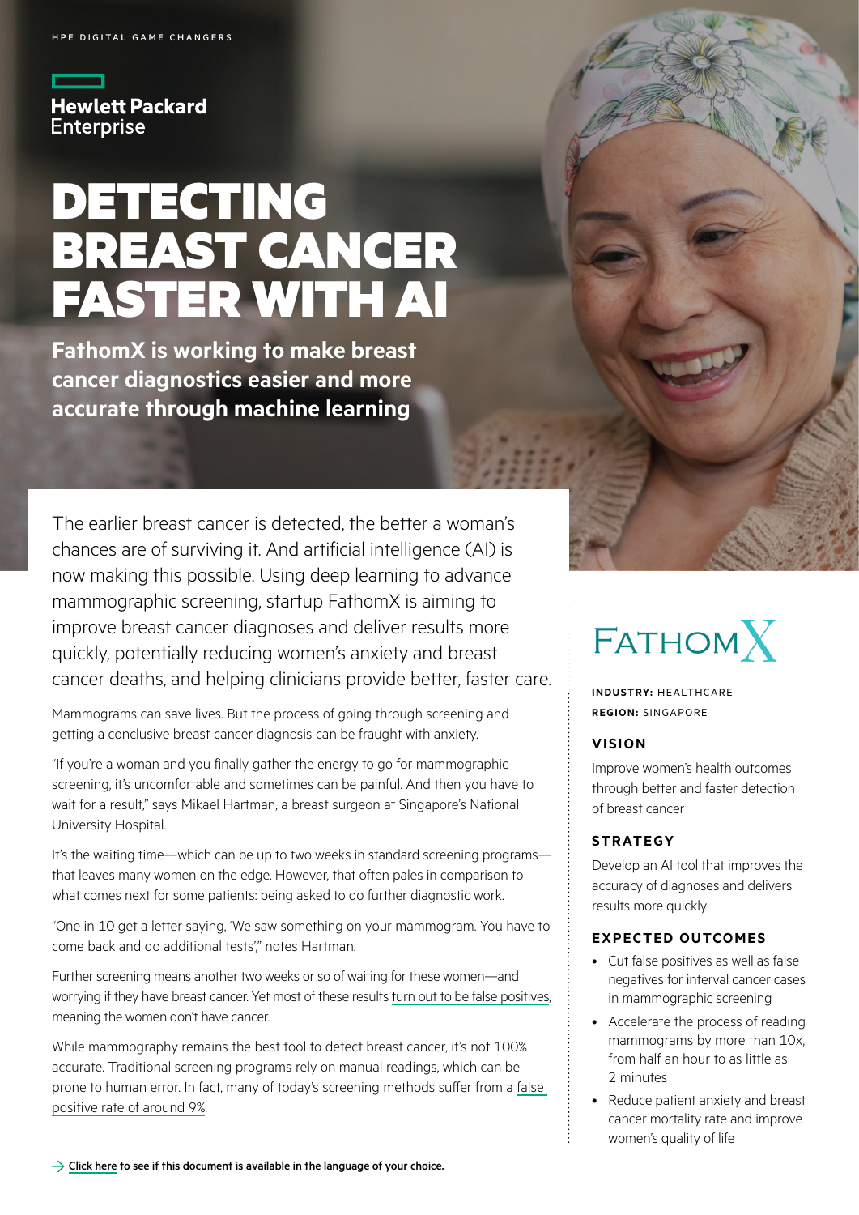HPE DIGITAL GAME CHANGERS

Hewlett Packard Enterprise

# DETECTING BREAST CANCER FASTER WITH AI

## FathomX is working to make breast cancer diagnostics easier and more accurate through machine learning

The earlier breast cancer is detected, the better a woman's chances are of surviving it. And artificial intelligence (AI) is now making this possible. Using deep learning to advance mammographic screening, startup FathomX is aiming to improve breast cancer diagnoses and deliver results more quickly, potentially reducing women's anxiety and breast cancer deaths, and helping clinicians provide better, faster care.

Mammograms can save lives. But the process of going through screening and getting a conclusive breast cancer diagnosis can be fraught with anxiety.

"If you're a woman and you finally gather the energy to go for mammographic screening, it's uncomfortable and sometimes can be painful. And then you have to wait for a result," says Mikael Hartman, a breast surgeon at Singapore's National University Hospital.

It's the waiting time—which can be up to two weeks in standard screening programs—that leaves many women on the edge. However, that often pales in comparison to what comes next for some patients: being asked to do further diagnostic work.

"One in 10 get a letter saying, 'We saw something on your mammogram. You have to come back and do additional tests'," notes Hartman.

Further screening means another two weeks or so of waiting for these women—and worrying if they have breast cancer. Yet most of these results turn out to be false positives, meaning the women don't have cancer.

While mammography remains the best tool to detect breast cancer, it's not 100% accurate. Traditional screening programs rely on manual readings, which can be prone to human error. In fact, many of today's screening methods suffer from a false positive rate of around 9%.

FATHOMX

**INDUSTRY:** HEALTHCARE
**REGION:** SINGAPORE

### VISION

Improve women's health outcomes through better and faster detection of breast cancer

### STRATEGY

Develop an AI tool that improves the accuracy of diagnoses and delivers results more quickly

### EXPECTED OUTCOMES

- Cut false positives as well as false negatives for interval cancer cases in mammographic screening
- Accelerate the process of reading mammograms by more than 10x, from half an hour to as little as 2 minutes
- Reduce patient anxiety and breast cancer mortality rate and improve women's quality of life

→ Click here to see if this document is available in the language of your choice.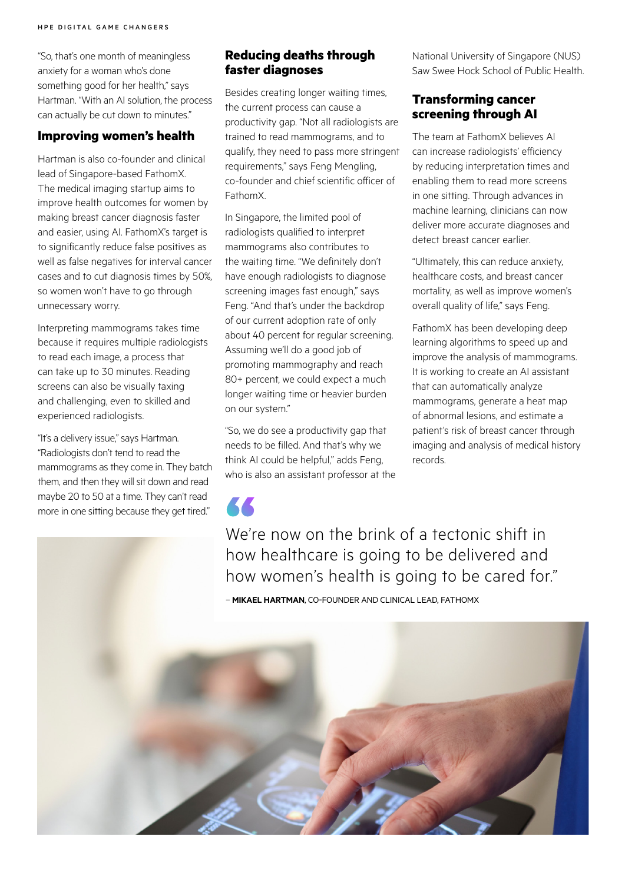"So, that's one month of meaningless anxiety for a woman who's done something good for her health," says Hartman. "With an AI solution, the process can actually be cut down to minutes."

## Improving women's health

Hartman is also co-founder and clinical lead of Singapore-based FathomX. The medical imaging startup aims to improve health outcomes for women by making breast cancer diagnosis faster and easier, using AI. FathomX's target is to significantly reduce false positives as well as false negatives for interval cancer cases and to cut diagnosis times by 50%, so women won't have to go through unnecessary worry.

Interpreting mammograms takes time because it requires multiple radiologists to read each image, a process that can take up to 30 minutes. Reading screens can also be visually taxing and challenging, even to skilled and experienced radiologists.

"It's a delivery issue," says Hartman. "Radiologists don't tend to read the mammograms as they come in. They batch them, and then they will sit down and read maybe 20 to 50 at a time. They can't read more in one sitting because they get tired."

## Reducing deaths through faster diagnoses

Besides creating longer waiting times, the current process can cause a productivity gap. "Not all radiologists are trained to read mammograms, and to qualify, they need to pass more stringent requirements," says Feng Mengling, co-founder and chief scientific officer of FathomX.

In Singapore, the limited pool of radiologists qualified to interpret mammograms also contributes to the waiting time. "We definitely don't have enough radiologists to diagnose screening images fast enough," says Feng. "And that's under the backdrop of our current adoption rate of only about 40 percent for regular screening. Assuming we'll do a good job of promoting mammography and reach 80+ percent, we could expect a much longer waiting time or heavier burden on our system."

"So, we do see a productivity gap that needs to be filled. And that's why we think AI could be helpful," adds Feng, who is also an assistant professor at the National University of Singapore (NUS) Saw Swee Hock School of Public Health.

## Transforming cancer screening through AI

The team at FathomX believes AI can increase radiologists' efficiency by reducing interpretation times and enabling them to read more screens in one sitting. Through advances in machine learning, clinicians can now deliver more accurate diagnoses and detect breast cancer earlier.

"Ultimately, this can reduce anxiety, healthcare costs, and breast cancer mortality, as well as improve women's overall quality of life," says Feng.

FathomX has been developing deep learning algorithms to speed up and improve the analysis of mammograms. It is working to create an AI assistant that can automatically analyze mammograms, generate a heat map of abnormal lesions, and estimate a patient's risk of breast cancer through imaging and analysis of medical history records.

> We're now on the brink of a tectonic shift in how healthcare is going to be delivered and how women's health is going to be cared for."
>
> – **MIKAEL HARTMAN**, CO-FOUNDER AND CLINICAL LEAD, FATHOMX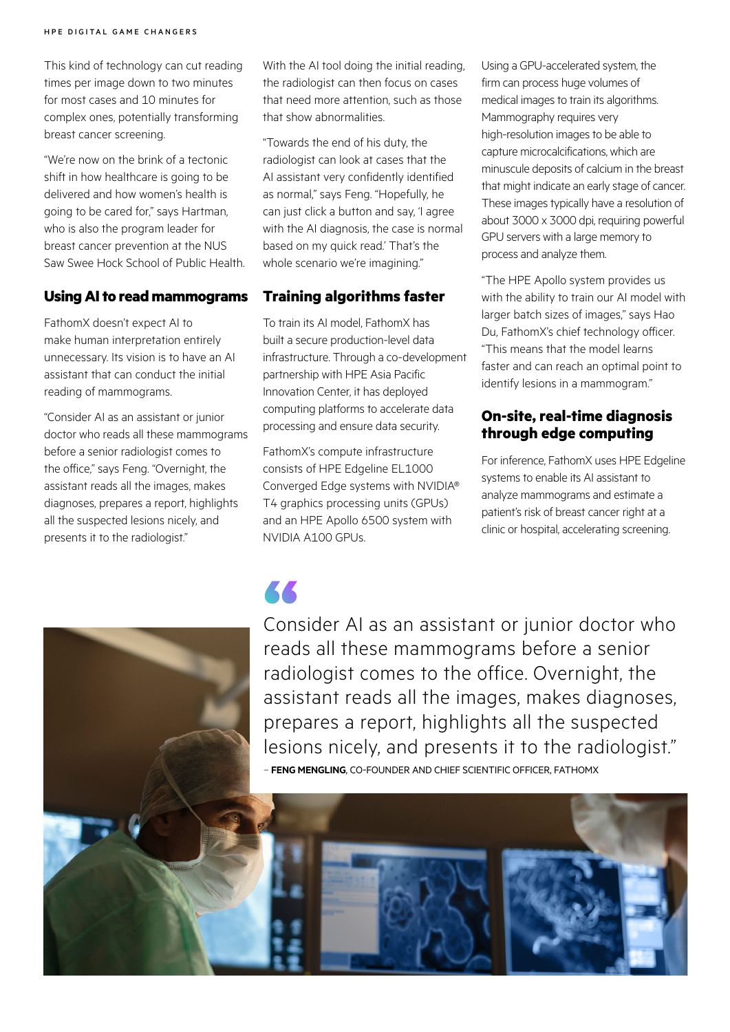This kind of technology can cut reading times per image down to two minutes for most cases and 10 minutes for complex ones, potentially transforming breast cancer screening.

"We're now on the brink of a tectonic shift in how healthcare is going to be delivered and how women's health is going to be cared for," says Hartman, who is also the program leader for breast cancer prevention at the NUS Saw Swee Hock School of Public Health.

## Using AI to read mammograms

FathomX doesn't expect AI to make human interpretation entirely unnecessary. Its vision is to have an AI assistant that can conduct the initial reading of mammograms.

"Consider AI as an assistant or junior doctor who reads all these mammograms before a senior radiologist comes to the office," says Feng. "Overnight, the assistant reads all the images, makes diagnoses, prepares a report, highlights all the suspected lesions nicely, and presents it to the radiologist."

With the AI tool doing the initial reading, the radiologist can then focus on cases that need more attention, such as those that show abnormalities.

"Towards the end of his duty, the radiologist can look at cases that the AI assistant very confidently identified as normal," says Feng. "Hopefully, he can just click a button and say, 'I agree with the AI diagnosis, the case is normal based on my quick read.' That's the whole scenario we're imagining."

## Training algorithms faster

To train its AI model, FathomX has built a secure production-level data infrastructure. Through a co-development partnership with HPE Asia Pacific Innovation Center, it has deployed computing platforms to accelerate data processing and ensure data security.

FathomX's compute infrastructure consists of HPE Edgeline EL1000 Converged Edge systems with NVIDIA® T4 graphics processing units (GPUs) and an HPE Apollo 6500 system with NVIDIA A100 GPUs.

Using a GPU-accelerated system, the firm can process huge volumes of medical images to train its algorithms. Mammography requires very high-resolution images to be able to capture microcalcifications, which are minuscule deposits of calcium in the breast that might indicate an early stage of cancer. These images typically have a resolution of about 3000 x 3000 dpi, requiring powerful GPU servers with a large memory to process and analyze them.

"The HPE Apollo system provides us with the ability to train our AI model with larger batch sizes of images," says Hao Du, FathomX's chief technology officer. "This means that the model learns faster and can reach an optimal point to identify lesions in a mammogram."

## On-site, real-time diagnosis through edge computing

For inference, FathomX uses HPE Edgeline systems to enable its AI assistant to analyze mammograms and estimate a patient's risk of breast cancer right at a clinic or hospital, accelerating screening.

> Consider AI as an assistant or junior doctor who reads all these mammograms before a senior radiologist comes to the office. Overnight, the assistant reads all the images, makes diagnoses, prepares a report, highlights all the suspected lesions nicely, and presents it to the radiologist."
>
> – **FENG MENGLING**, CO-FOUNDER AND CHIEF SCIENTIFIC OFFICER, FATHOMX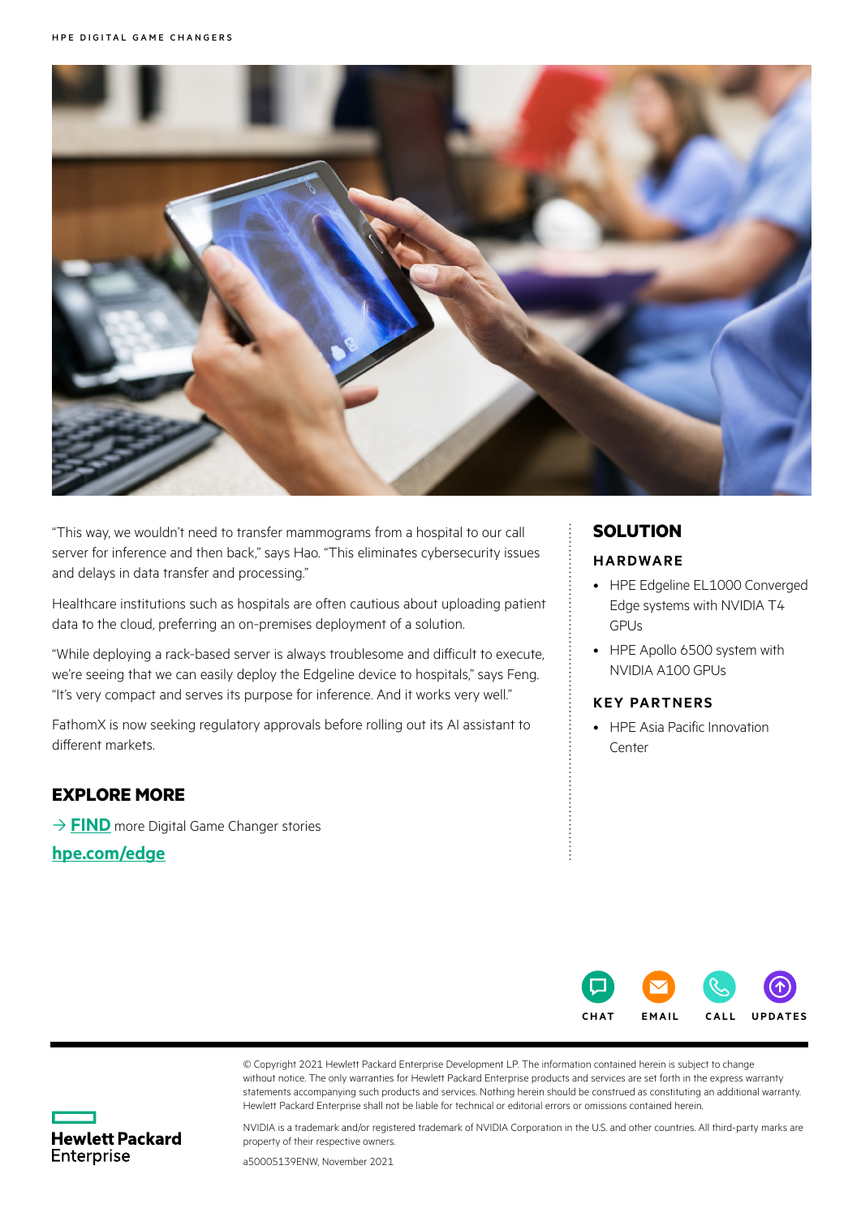"This way, we wouldn't need to transfer mammograms from a hospital to our call server for inference and then back," says Hao. "This eliminates cybersecurity issues and delays in data transfer and processing."

Healthcare institutions such as hospitals are often cautious about uploading patient data to the cloud, preferring an on-premises deployment of a solution.

"While deploying a rack-based server is always troublesome and difficult to execute, we're seeing that we can easily deploy the Edgeline device to hospitals," says Feng. "It's very compact and serves its purpose for inference. And it works very well."

FathomX is now seeking regulatory approvals before rolling out its AI assistant to different markets.

## EXPLORE MORE

→ **FIND** more Digital Game Changer stories

**hpe.com/edge**

## SOLUTION

### HARDWARE

- HPE Edgeline EL1000 Converged Edge systems with NVIDIA T4 GPUs
- HPE Apollo 6500 system with NVIDIA A100 GPUs

### KEY PARTNERS

- HPE Asia Pacific Innovation Center

CHAT EMAIL CALL UPDATES

© Copyright 2021 Hewlett Packard Enterprise Development LP. The information contained herein is subject to change without notice. The only warranties for Hewlett Packard Enterprise products and services are set forth in the express warranty statements accompanying such products and services. Nothing herein should be construed as constituting an additional warranty. Hewlett Packard Enterprise shall not be liable for technical or editorial errors or omissions contained herein.

NVIDIA is a trademark and/or registered trademark of NVIDIA Corporation in the U.S. and other countries. All third-party marks are property of their respective owners.

a50005139ENW, November 2021

Hewlett Packard Enterprise